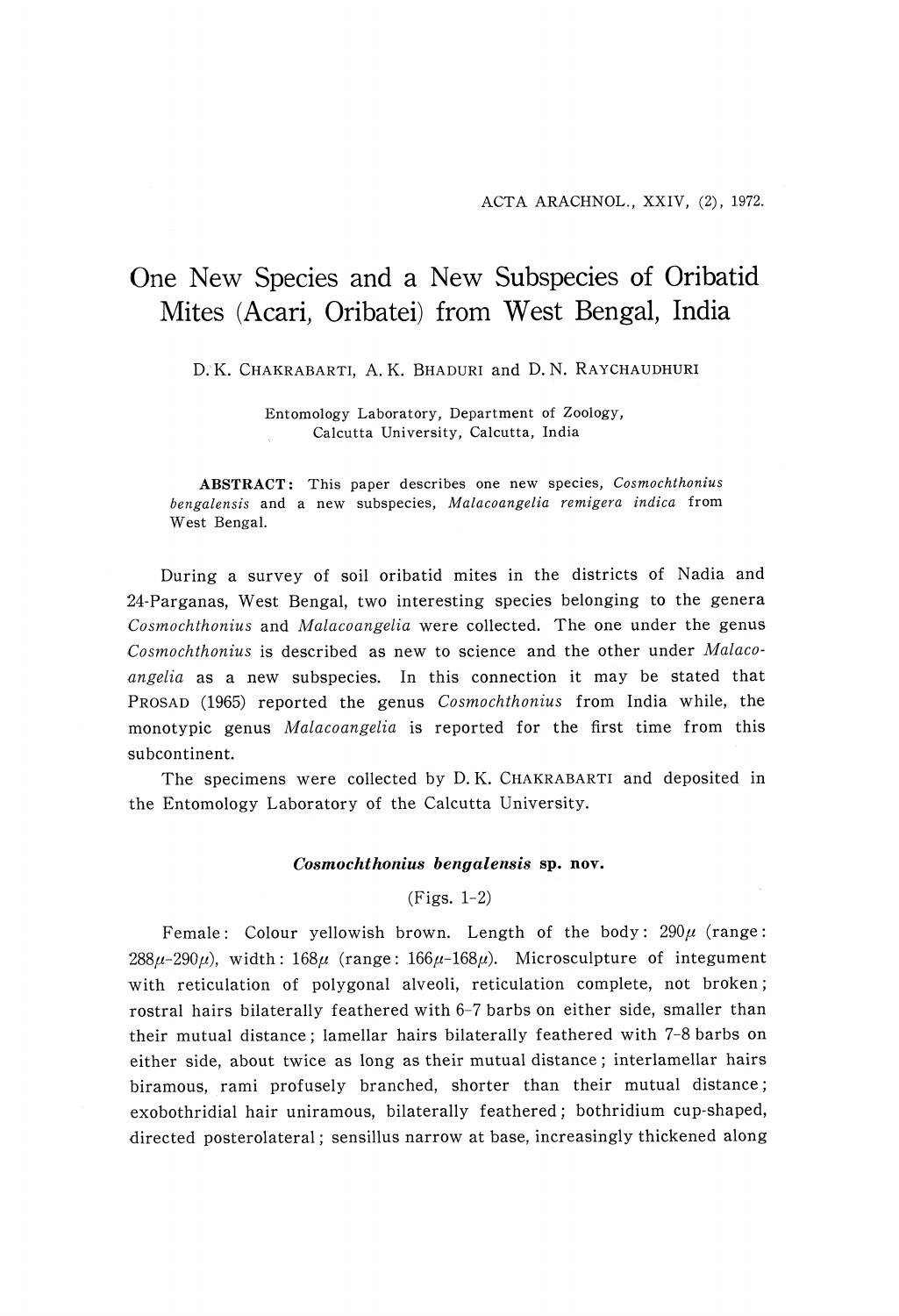# One New Species and a New Subspecies of Oribatid Mites (Acari, Oribatei) from West Bengal, India

D. K. CHAKRABARTI, A. K. BHADURI and D. N. RAYCHAUDHURI

Entomology Laboratory, Department of Zoology, Calcutta University, Calcutta, India

**ABSTRACT:** This paper describes one new species, *Cosmochthonius bengalensis* and a new subspecies, *Malacoangelia remigera indica* from West Bengal.

During a survey of soil oribatid mites in the districts of Nadia and 24-Parganas, West Bengal, two interesting species belonging to the genera *Cosmochthonius* and *Malacoangelia* were collected. The one under the genus *Cosmochthonius* is described as new to science and the other under *Malacoangelia* as a new subspecies. In this connection it may be stated that PROSAD (1965) reported the genus *Cosmochthonius* from India while, the monotypic genus *Malacoangelia* is reported for the first time from this subcontinent.

The specimens were collected by D. K. CHAKRABARTI and deposited in the Entomology Laboratory of the Calcutta University.

### *Cosmochthonius bengalensis* sp. nov.

(Figs. 1-2)

Female: Colour yellowish brown. Length of the body: 290$\mu$ (range: 288$\mu$-290$\mu$), width: 168$\mu$ (range: 166$\mu$-168$\mu$). Microsculpture of integument with reticulation of polygonal alveoli, reticulation complete, not broken; rostral hairs bilaterally feathered with 6-7 barbs on either side, smaller than their mutual distance; lamellar hairs bilaterally feathered with 7-8 barbs on either side, about twice as long as their mutual distance; interlamellar hairs biramous, rami profusely branched, shorter than their mutual distance; exobothridial hair uniramous, bilaterally feathered; bothridium cup-shaped, directed posterolateral; sensillus narrow at base, increasingly thickened along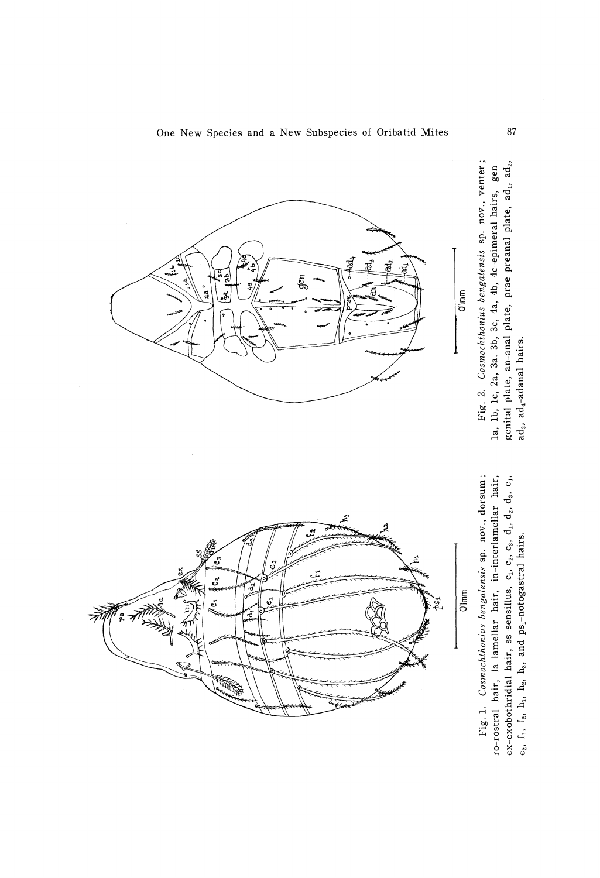Fig. 1. *Cosmochthonius bengalensis* sp. nov., dorsum; ro-rostral hair, la-lamellar hair, in-interlamellar hair, ex-exobothridial hair, ss-sensillus, $c_1$, $c_2$, $c_3$, $d_1$, $d_2$, $d_3$, $e_1$, $e_2$, $f_1$, $f_2$, $h_1$, $h_2$, $h_3$, and $ps_1$-notogastral hairs.

Fig. 2. *Cosmochthonius bengalensis* sp. nov., venter; 1a, 1b, 1c, 2a, 3a. 3b, 3c, 4a, 4b, 4c-epimeral hairs, gen-genital plate, an-anal plate, prae-preanal plate, $ad_1$, $ad_2$, $ad_3$, $ad_4$-adanal hairs.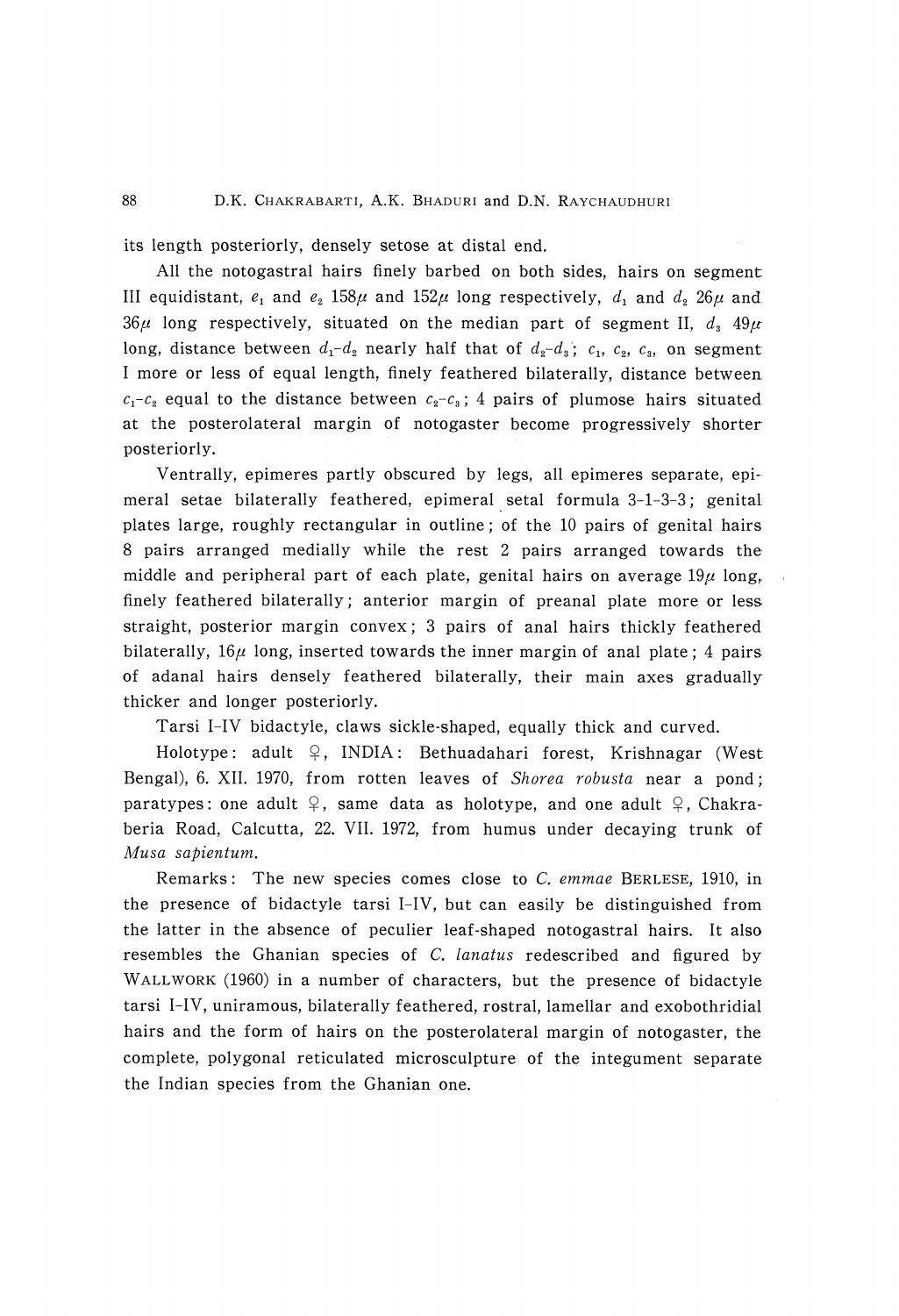its length posteriorly, densely setose at distal end.

All the notogastral hairs finely barbed on both sides, hairs on segment III equidistant, $e_1$ and $e_2$ 158$\mu$ and 152$\mu$ long respectively, $d_1$ and $d_2$ 26$\mu$ and 36$\mu$ long respectively, situated on the median part of segment II, $d_3$ 49$\mu$ long, distance between $d_1$-$d_2$ nearly half that of $d_2$-$d_3$; $c_1$, $c_2$, $c_3$, on segment I more or less of equal length, finely feathered bilaterally, distance between $c_1$-$c_2$ equal to the distance between $c_2$-$c_3$; 4 pairs of plumose hairs situated at the posterolateral margin of notogaster become progressively shorter posteriorly.

Ventrally, epimeres partly obscured by legs, all epimeres separate, epimeral setae bilaterally feathered, epimeral setal formula 3-1-3-3; genital plates large, roughly rectangular in outline; of the 10 pairs of genital hairs 8 pairs arranged medially while the rest 2 pairs arranged towards the middle and peripheral part of each plate, genital hairs on average 19$\mu$ long, finely feathered bilaterally; anterior margin of preanal plate more or less straight, posterior margin convex; 3 pairs of anal hairs thickly feathered bilaterally, 16$\mu$ long, inserted towards the inner margin of anal plate; 4 pairs of adanal hairs densely feathered bilaterally, their main axes gradually thicker and longer posteriorly.

Tarsi I-IV bidactyle, claws sickle-shaped, equally thick and curved.

Holotype: adult ♀, INDIA: Bethuadahari forest, Krishnagar (West Bengal), 6. XII. 1970, from rotten leaves of *Shorea robusta* near a pond; paratypes: one adult ♀, same data as holotype, and one adult ♀, Chakraberia Road, Calcutta, 22. VII. 1972, from humus under decaying trunk of *Musa sapientum*.

Remarks: The new species comes close to *C. emmae* BERLESE, 1910, in the presence of bidactyle tarsi I-IV, but can easily be distinguished from the latter in the absence of peculier leaf-shaped notogastral hairs. It also resembles the Ghanian species of *C. lanatus* redescribed and figured by WALLWORK (1960) in a number of characters, but the presence of bidactyle tarsi I-IV, uniramous, bilaterally feathered, rostral, lamellar and exobothridial hairs and the form of hairs on the posterolateral margin of notogaster, the complete, polygonal reticulated microsculpture of the integument separate the Indian species from the Ghanian one.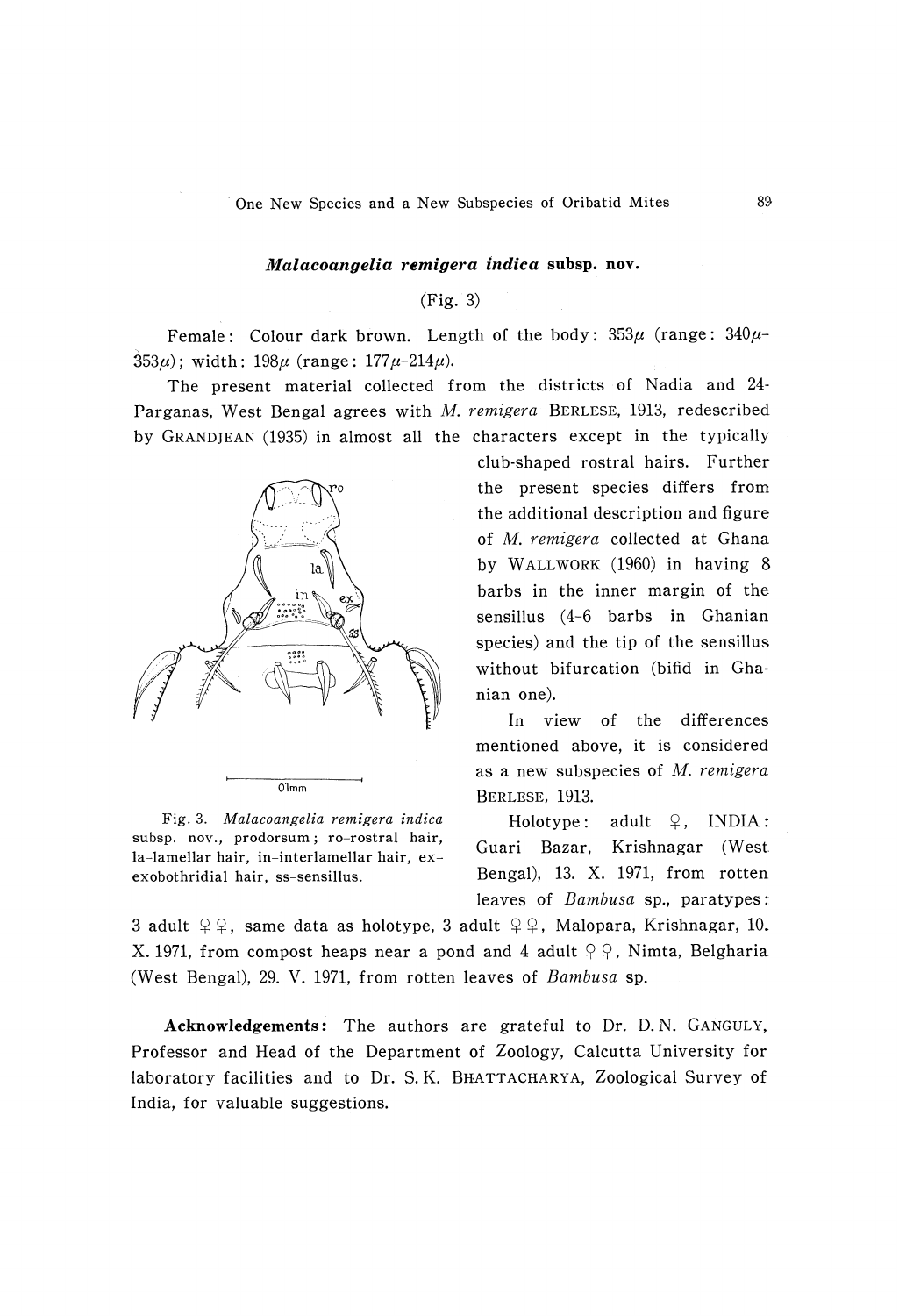### *Malacoangelia remigera indica* subsp. nov.

(Fig. 3)

Female: Colour dark brown. Length of the body: 353$\mu$ (range: 340$\mu$-353$\mu$); width: 198$\mu$ (range: 177$\mu$-214$\mu$).

The present material collected from the districts of Nadia and 24-Parganas, West Bengal agrees with *M. remigera* BERLESE, 1913, redescribed by GRANDJEAN (1935) in almost all the characters except in the typically club-shaped rostral hairs. Further the present species differs from the additional description and figure of *M. remigera* collected at Ghana by WALLWORK (1960) in having 8 barbs in the inner margin of the sensillus (4-6 barbs in Ghanian species) and the tip of the sensillus without bifurcation (bifid in Ghanian one).

Fig. 3. *Malacoangelia remigera indica* subsp. nov., prodorsum; ro-rostral hair, la-lamellar hair, in-interlamellar hair, ex-exobothridial hair, ss-sensillus.

In view of the differences mentioned above, it is considered as a new subspecies of *M. remigera* BERLESE, 1913.

Holotype: adult ♀, INDIA: Guari Bazar, Krishnagar (West Bengal), 13. X. 1971, from rotten leaves of *Bambusa* sp., paratypes: 3 adult ♀♀, same data as holotype, 3 adult ♀♀, Malopara, Krishnagar, 10. X. 1971, from compost heaps near a pond and 4 adult ♀♀, Nimta, Belgharia (West Bengal), 29. V. 1971, from rotten leaves of *Bambusa* sp.

**Acknowledgements:** The authors are grateful to Dr. D. N. GANGULY, Professor and Head of the Department of Zoology, Calcutta University for laboratory facilities and to Dr. S. K. BHATTACHARYA, Zoological Survey of India, for valuable suggestions.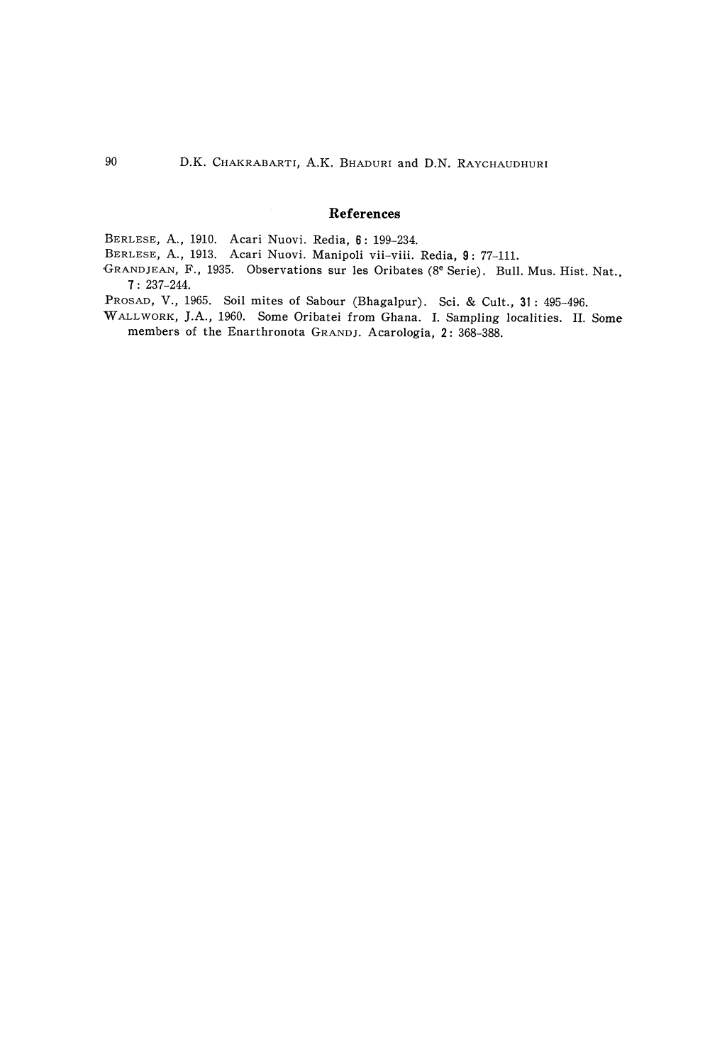## References

BERLESE, A., 1910. Acari Nuovi. Redia, **6**: 199–234.

BERLESE, A., 1913. Acari Nuovi. Manipoli vii–viii. Redia, **9**: 77–111.

GRANDJEAN, F., 1935. Observations sur les Oribates (8e Serie). Bull. Mus. Hist. Nat., **7**: 237–244.

PROSAD, V., 1965. Soil mites of Sabour (Bhagalpur). Sci. & Cult., **31**: 495–496.

WALLWORK, J.A., 1960. Some Oribatei from Ghana. I. Sampling localities. II. Some members of the Enarthronota GRANDJ. Acarologia, **2**: 368–388.